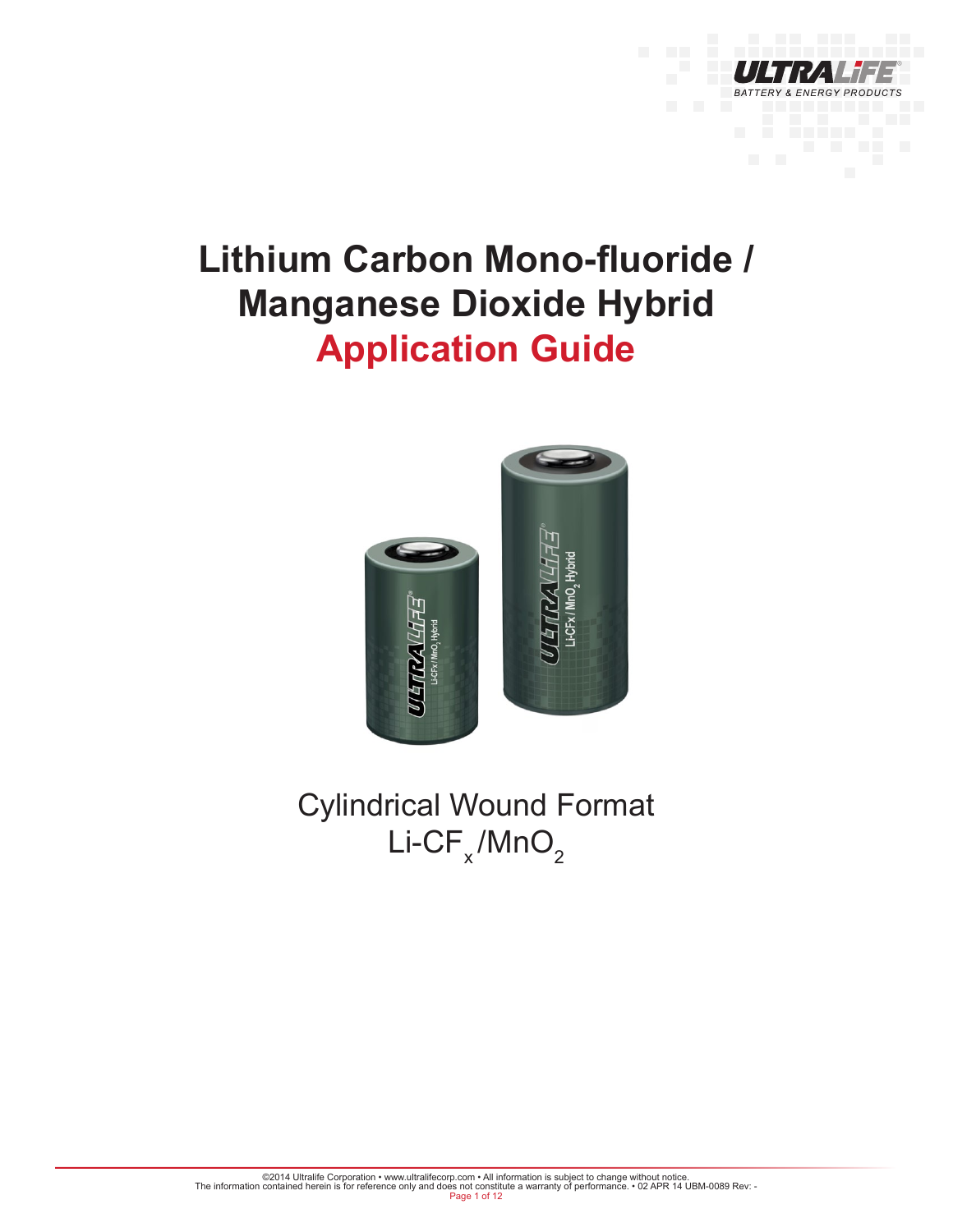# Lithium Carbon Mono-fluoride / Manganese Dioxide Hybrid
# Application Guide

Cylindrical Wound Format

$Li\text{-}CF_x/MnO_2$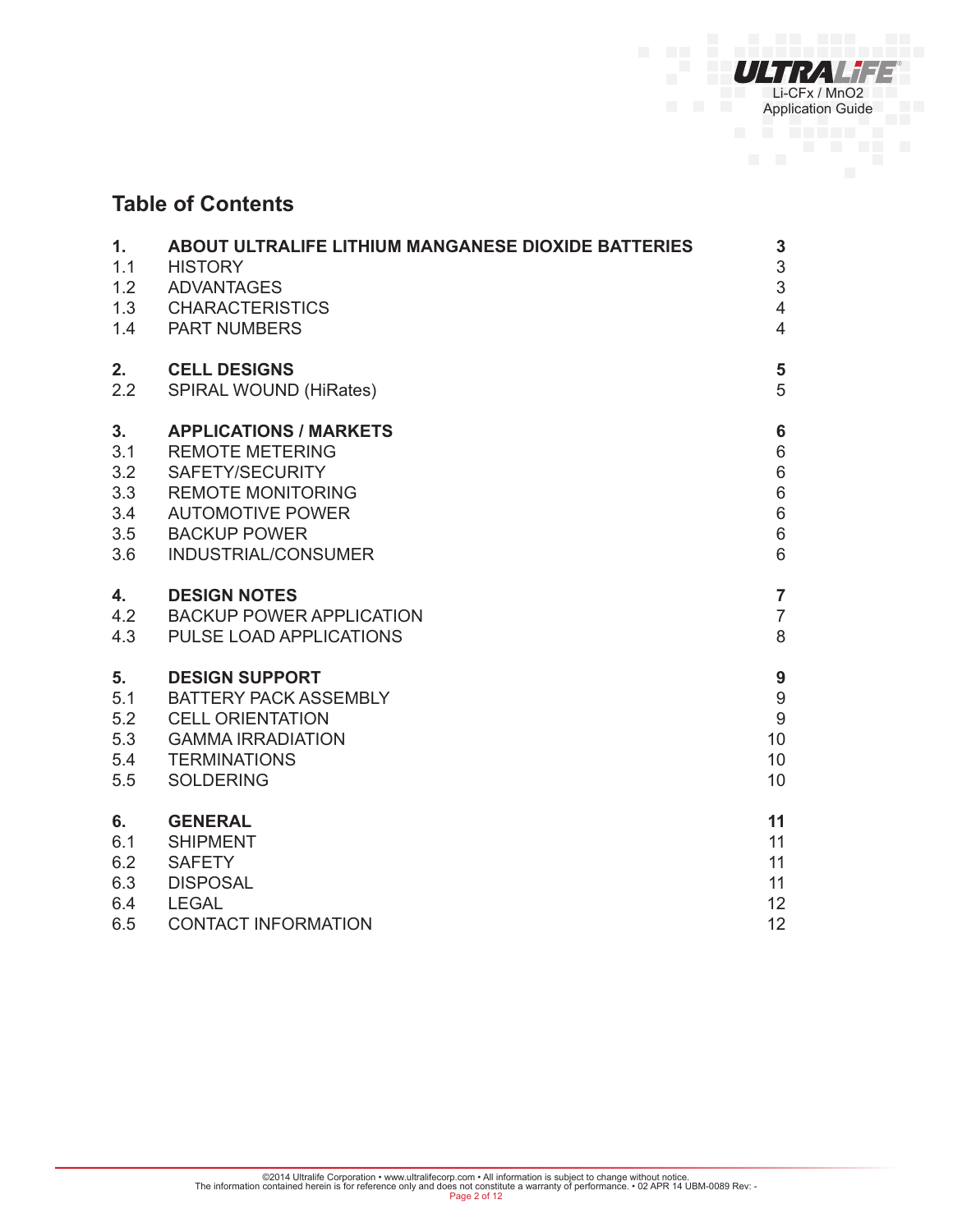## Table of Contents

| | | |
|---|---|---|
| **1.** | **ABOUT ULTRALIFE LITHIUM MANGANESE DIOXIDE BATTERIES** | **3** |
| 1.1 | HISTORY | 3 |
| 1.2 | ADVANTAGES | 3 |
| 1.3 | CHARACTERISTICS | 4 |
| 1.4 | PART NUMBERS | 4 |
| **2.** | **CELL DESIGNS** | **5** |
| 2.2 | SPIRAL WOUND (HiRates) | 5 |
| **3.** | **APPLICATIONS / MARKETS** | **6** |
| 3.1 | REMOTE METERING | 6 |
| 3.2 | SAFETY/SECURITY | 6 |
| 3.3 | REMOTE MONITORING | 6 |
| 3.4 | AUTOMOTIVE POWER | 6 |
| 3.5 | BACKUP POWER | 6 |
| 3.6 | INDUSTRIAL/CONSUMER | 6 |
| **4.** | **DESIGN NOTES** | **7** |
| 4.2 | BACKUP POWER APPLICATION | 7 |
| 4.3 | PULSE LOAD APPLICATIONS | 8 |
| **5.** | **DESIGN SUPPORT** | **9** |
| 5.1 | BATTERY PACK ASSEMBLY | 9 |
| 5.2 | CELL ORIENTATION | 9 |
| 5.3 | GAMMA IRRADIATION | 10 |
| 5.4 | TERMINATIONS | 10 |
| 5.5 | SOLDERING | 10 |
| **6.** | **GENERAL** | **11** |
| 6.1 | SHIPMENT | 11 |
| 6.2 | SAFETY | 11 |
| 6.3 | DISPOSAL | 11 |
| 6.4 | LEGAL | 12 |
| 6.5 | CONTACT INFORMATION | 12 |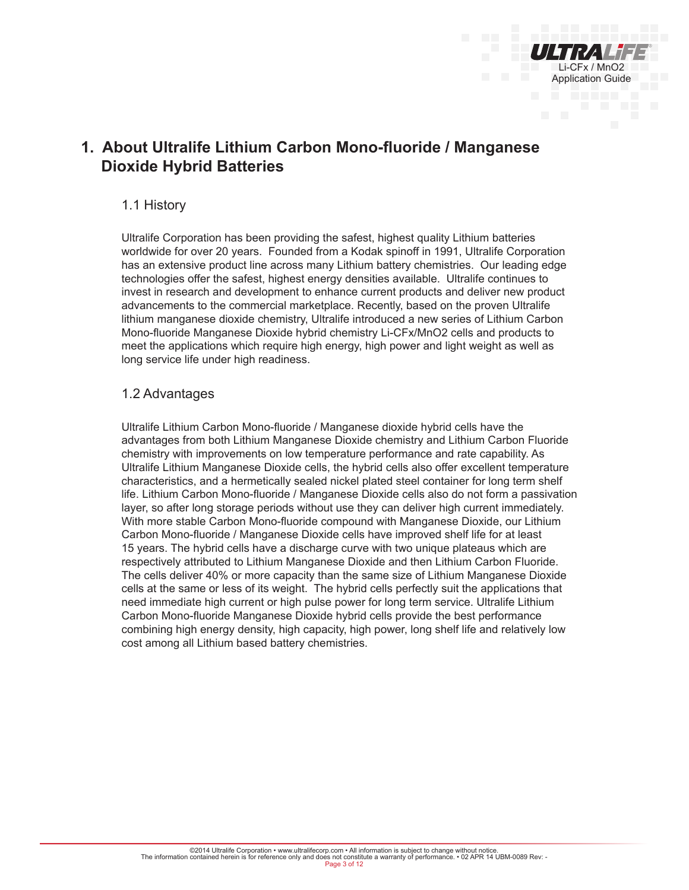# 1. About Ultralife Lithium Carbon Mono-fluoride / Manganese Dioxide Hybrid Batteries

## 1.1 History

Ultralife Corporation has been providing the safest, highest quality Lithium batteries worldwide for over 20 years. Founded from a Kodak spinoff in 1991, Ultralife Corporation has an extensive product line across many Lithium battery chemistries. Our leading edge technologies offer the safest, highest energy densities available. Ultralife continues to invest in research and development to enhance current products and deliver new product advancements to the commercial marketplace. Recently, based on the proven Ultralife lithium manganese dioxide chemistry, Ultralife introduced a new series of Lithium Carbon Mono-fluoride Manganese Dioxide hybrid chemistry Li-CFx/MnO2 cells and products to meet the applications which require high energy, high power and light weight as well as long service life under high readiness.

## 1.2 Advantages

Ultralife Lithium Carbon Mono-fluoride / Manganese dioxide hybrid cells have the advantages from both Lithium Manganese Dioxide chemistry and Lithium Carbon Fluoride chemistry with improvements on low temperature performance and rate capability. As Ultralife Lithium Manganese Dioxide cells, the hybrid cells also offer excellent temperature characteristics, and a hermetically sealed nickel plated steel container for long term shelf life. Lithium Carbon Mono-fluoride / Manganese Dioxide cells also do not form a passivation layer, so after long storage periods without use they can deliver high current immediately. With more stable Carbon Mono-fluoride compound with Manganese Dioxide, our Lithium Carbon Mono-fluoride / Manganese Dioxide cells have improved shelf life for at least 15 years. The hybrid cells have a discharge curve with two unique plateaus which are respectively attributed to Lithium Manganese Dioxide and then Lithium Carbon Fluoride. The cells deliver 40% or more capacity than the same size of Lithium Manganese Dioxide cells at the same or less of its weight. The hybrid cells perfectly suit the applications that need immediate high current or high pulse power for long term service. Ultralife Lithium Carbon Mono-fluoride Manganese Dioxide hybrid cells provide the best performance combining high energy density, high capacity, high power, long shelf life and relatively low cost among all Lithium based battery chemistries.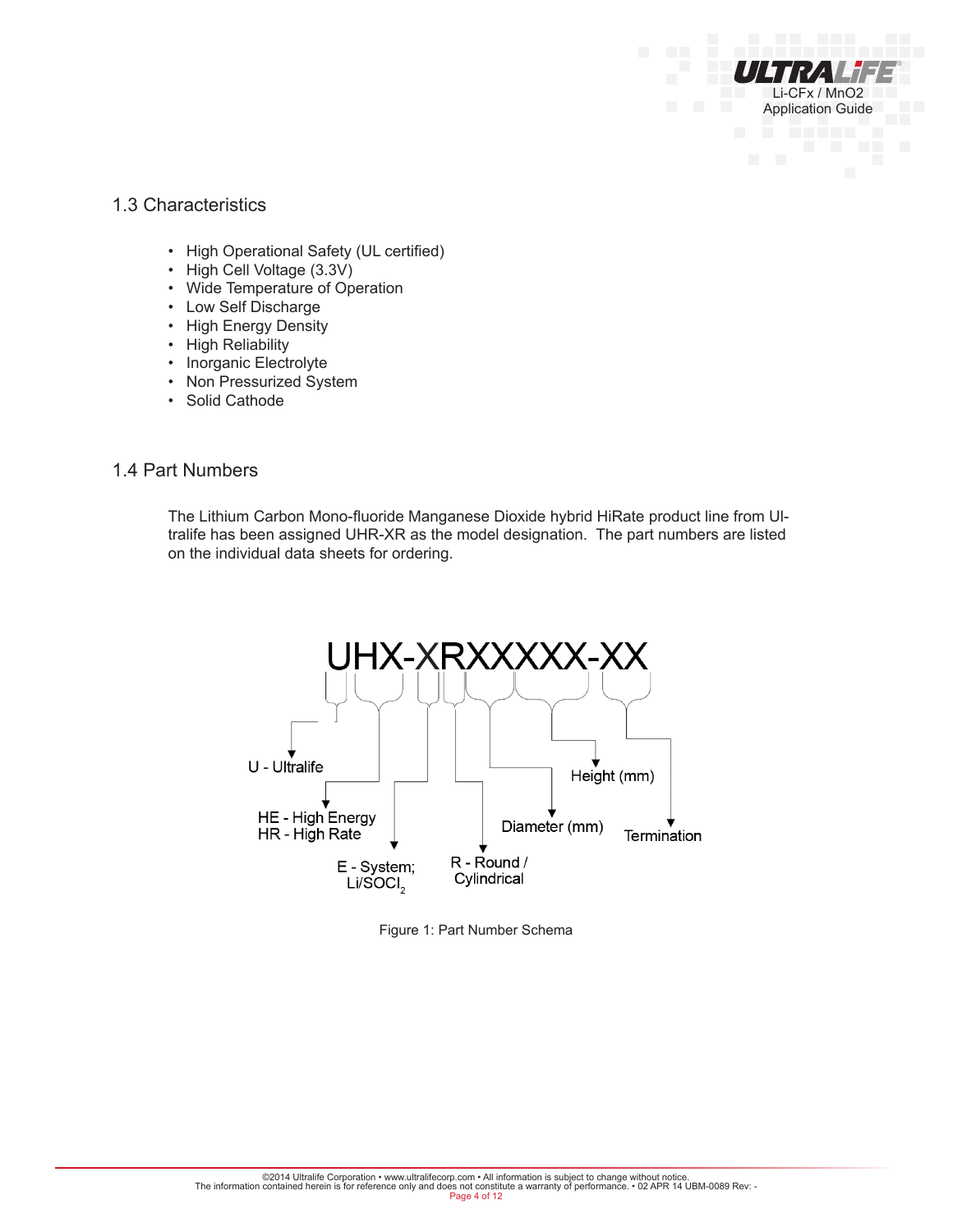## 1.3 Characteristics

- High Operational Safety (UL certified)
- High Cell Voltage (3.3V)
- Wide Temperature of Operation
- Low Self Discharge
- High Energy Density
- High Reliability
- Inorganic Electrolyte
- Non Pressurized System
- Solid Cathode

## 1.4 Part Numbers

The Lithium Carbon Mono-fluoride Manganese Dioxide hybrid HiRate product line from Ultralife has been assigned UHR-XR as the model designation. The part numbers are listed on the individual data sheets for ordering.

UHX-XRXXXXX-XX

U - Ultralife

HE - High Energy
HR - High Rate

E - System; $Li/SOCl_2$

R - Round / Cylindrical

Diameter (mm)

Height (mm)

Termination

Figure 1: Part Number Schema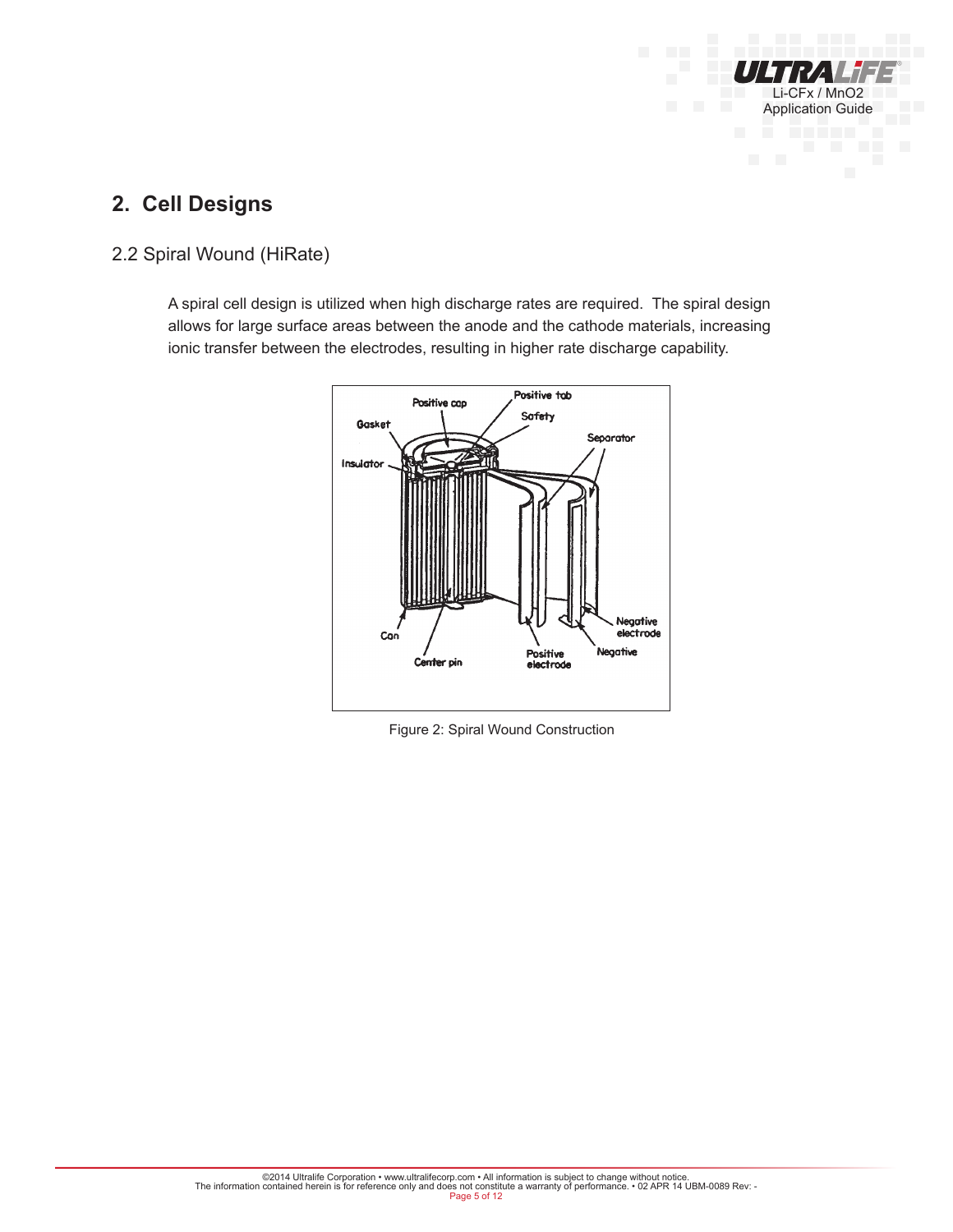## 2. Cell Designs

### 2.2 Spiral Wound (HiRate)

A spiral cell design is utilized when high discharge rates are required. The spiral design allows for large surface areas between the anode and the cathode materials, increasing ionic transfer between the electrodes, resulting in higher rate discharge capability.

Figure 2: Spiral Wound Construction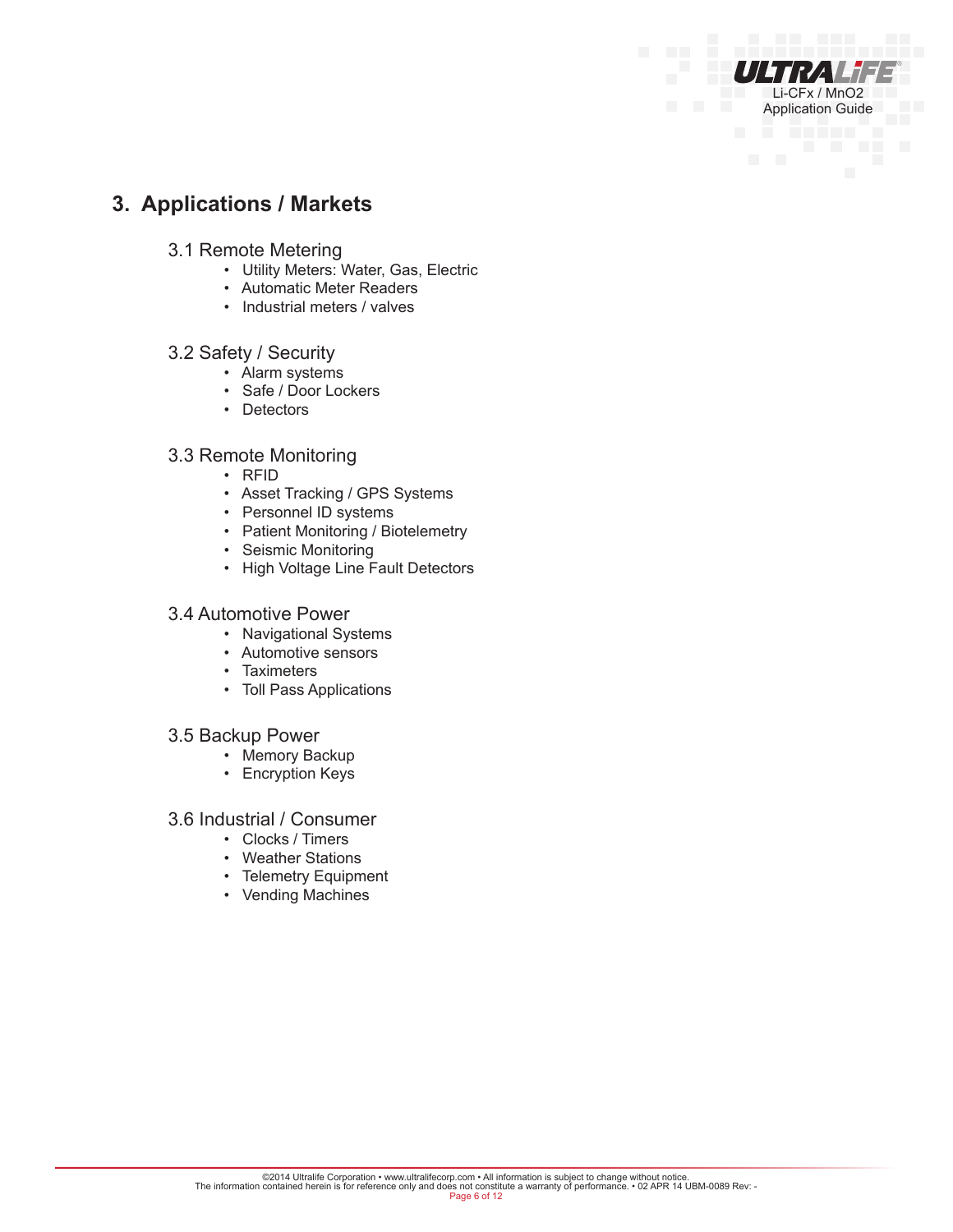# 3. Applications / Markets

## 3.1 Remote Metering

- Utility Meters: Water, Gas, Electric
- Automatic Meter Readers
- Industrial meters / valves

## 3.2 Safety / Security

- Alarm systems
- Safe / Door Lockers
- Detectors

## 3.3 Remote Monitoring

- RFID
- Asset Tracking / GPS Systems
- Personnel ID systems
- Patient Monitoring / Biotelemetry
- Seismic Monitoring
- High Voltage Line Fault Detectors

## 3.4 Automotive Power

- Navigational Systems
- Automotive sensors
- Taximeters
- Toll Pass Applications

## 3.5 Backup Power

- Memory Backup
- Encryption Keys

## 3.6 Industrial / Consumer

- Clocks / Timers
- Weather Stations
- Telemetry Equipment
- Vending Machines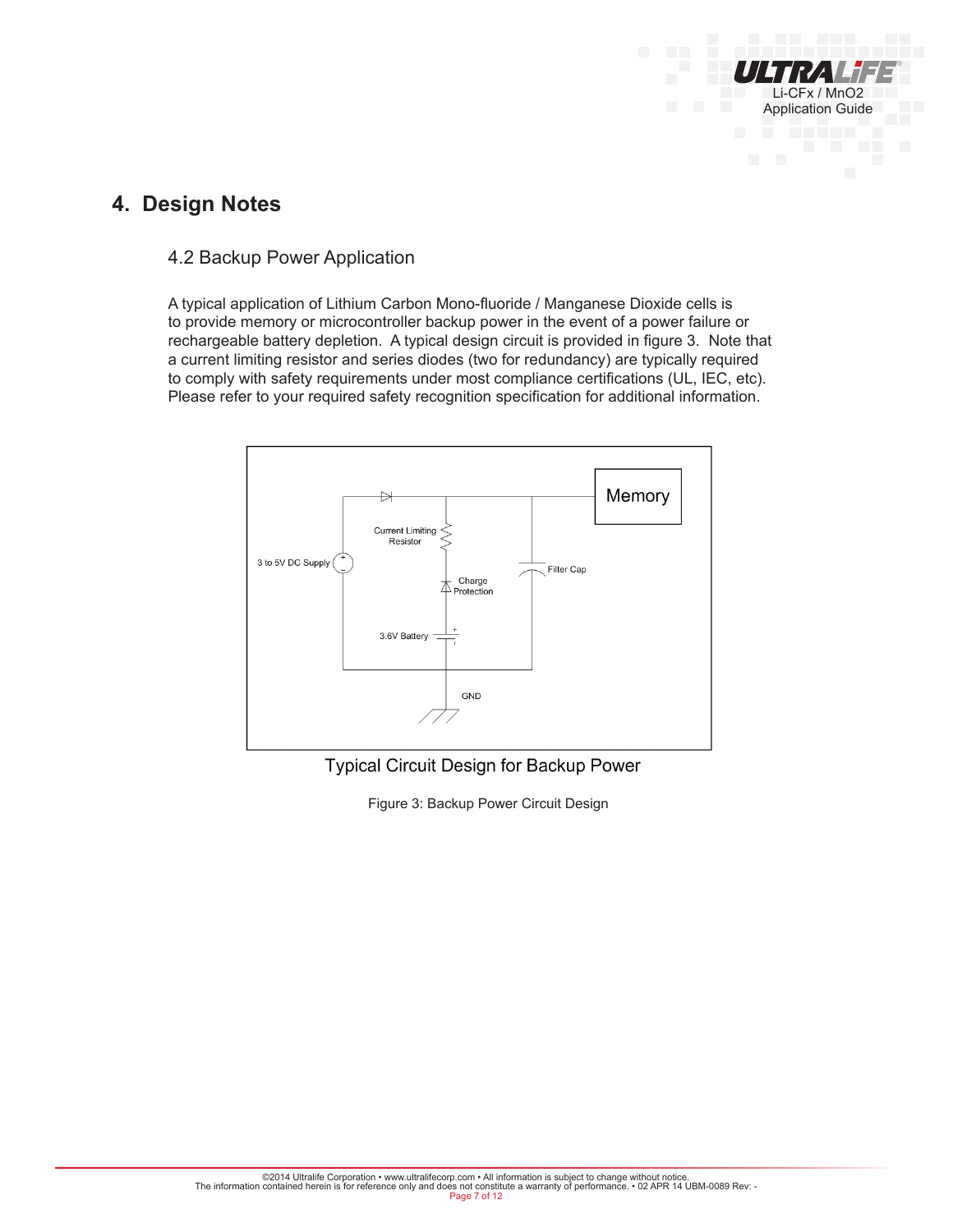# 4. Design Notes

## 4.2 Backup Power Application

A typical application of Lithium Carbon Mono-fluoride / Manganese Dioxide cells is to provide memory or microcontroller backup power in the event of a power failure or rechargeable battery depletion. A typical design circuit is provided in figure 3. Note that a current limiting resistor and series diodes (two for redundancy) are typically required to comply with safety requirements under most compliance certifications (UL, IEC, etc). Please refer to your required safety recognition specification for additional information.

Memory

Current Limiting Resistor

3 to 5V DC Supply

Filter Cap

Charge Protection

3.6V Battery

GND

Typical Circuit Design for Backup Power

Figure 3: Backup Power Circuit Design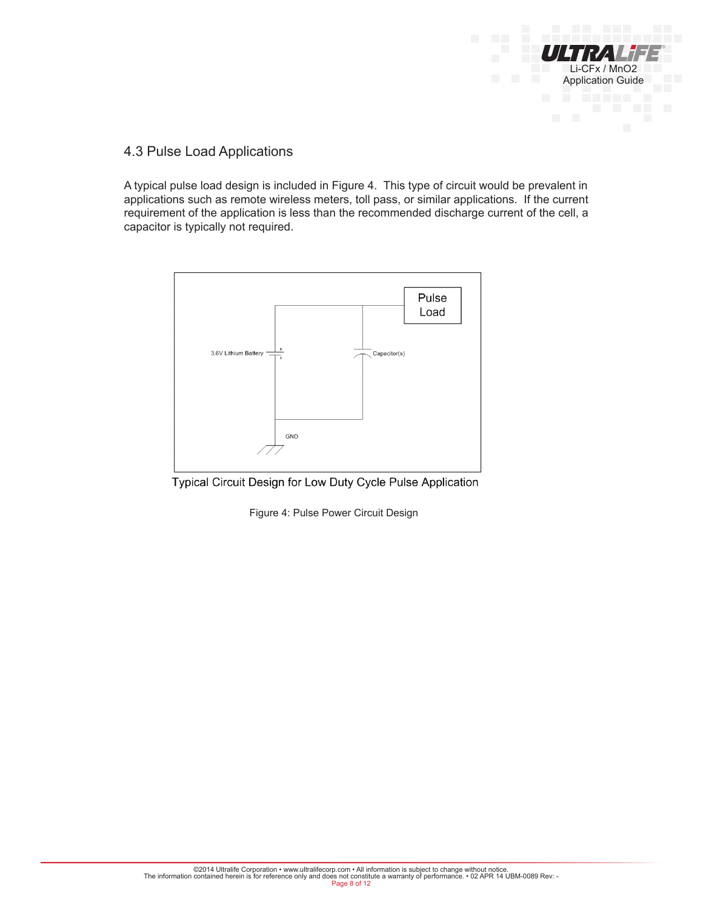## 4.3 Pulse Load Applications

A typical pulse load design is included in Figure 4. This type of circuit would be prevalent in applications such as remote wireless meters, toll pass, or similar applications. If the current requirement of the application is less than the recommended discharge current of the cell, a capacitor is typically not required.

Pulse Load

3.6V Lithium Battery

Capacitor(s)

GND

Typical Circuit Design for Low Duty Cycle Pulse Application

Figure 4: Pulse Power Circuit Design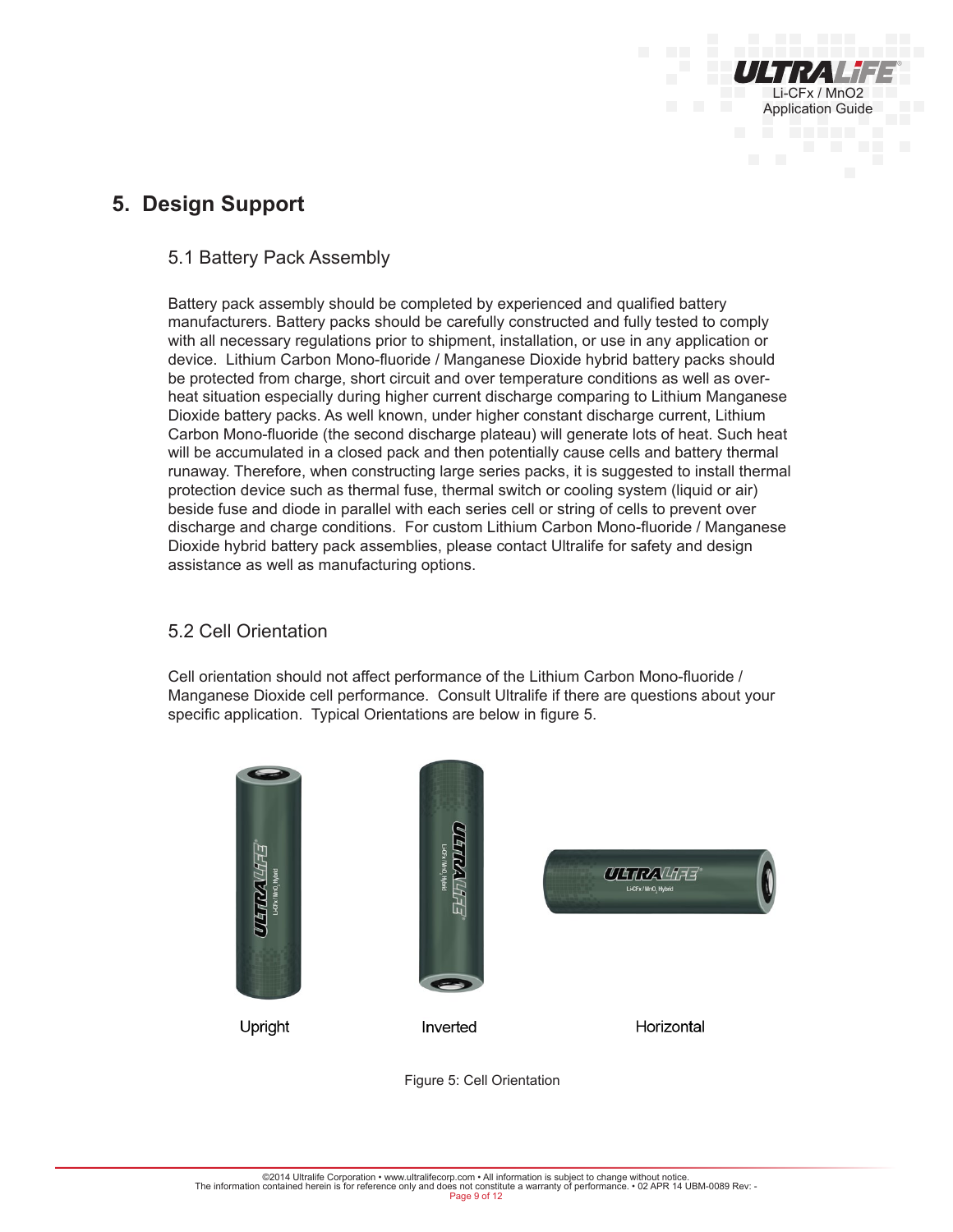# 5. Design Support

## 5.1 Battery Pack Assembly

Battery pack assembly should be completed by experienced and qualified battery manufacturers. Battery packs should be carefully constructed and fully tested to comply with all necessary regulations prior to shipment, installation, or use in any application or device. Lithium Carbon Mono-fluoride / Manganese Dioxide hybrid battery packs should be protected from charge, short circuit and over temperature conditions as well as over-heat situation especially during higher current discharge comparing to Lithium Manganese Dioxide battery packs. As well known, under higher constant discharge current, Lithium Carbon Mono-fluoride (the second discharge plateau) will generate lots of heat. Such heat will be accumulated in a closed pack and then potentially cause cells and battery thermal runaway. Therefore, when constructing large series packs, it is suggested to install thermal protection device such as thermal fuse, thermal switch or cooling system (liquid or air) beside fuse and diode in parallel with each series cell or string of cells to prevent over discharge and charge conditions. For custom Lithium Carbon Mono-fluoride / Manganese Dioxide hybrid battery pack assemblies, please contact Ultralife for safety and design assistance as well as manufacturing options.

## 5.2 Cell Orientation

Cell orientation should not affect performance of the Lithium Carbon Mono-fluoride / Manganese Dioxide cell performance. Consult Ultralife if there are questions about your specific application. Typical Orientations are below in figure 5.

Upright Inverted Horizontal

Figure 5: Cell Orientation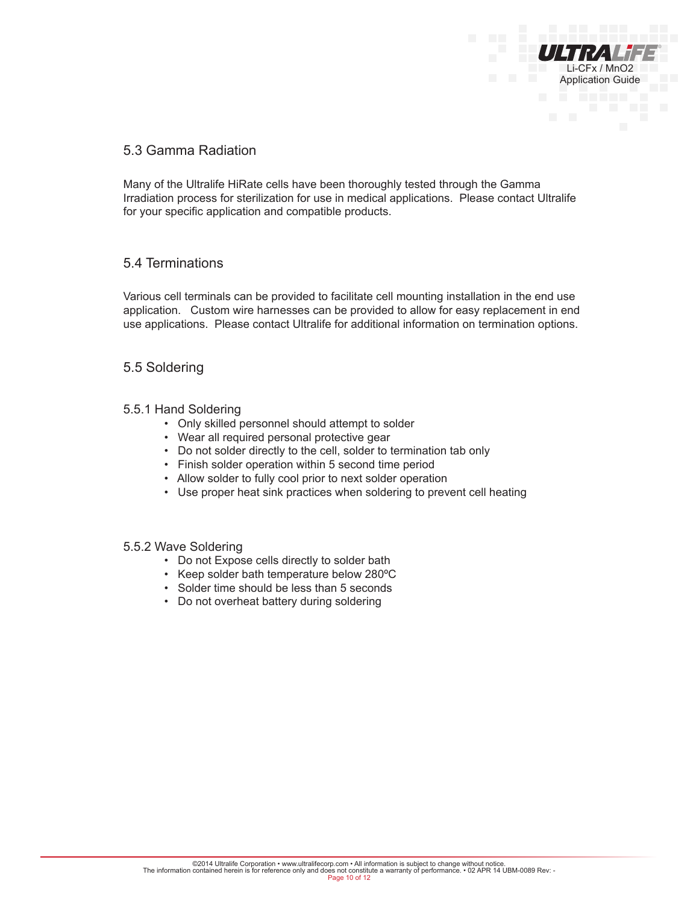## 5.3 Gamma Radiation

Many of the Ultralife HiRate cells have been thoroughly tested through the Gamma Irradiation process for sterilization for use in medical applications. Please contact Ultralife for your specific application and compatible products.

## 5.4 Terminations

Various cell terminals can be provided to facilitate cell mounting installation in the end use application. Custom wire harnesses can be provided to allow for easy replacement in end use applications. Please contact Ultralife for additional information on termination options.

## 5.5 Soldering

### 5.5.1 Hand Soldering

- Only skilled personnel should attempt to solder
- Wear all required personal protective gear
- Do not solder directly to the cell, solder to termination tab only
- Finish solder operation within 5 second time period
- Allow solder to fully cool prior to next solder operation
- Use proper heat sink practices when soldering to prevent cell heating

### 5.5.2 Wave Soldering

- Do not Expose cells directly to solder bath
- Keep solder bath temperature below 280ºC
- Solder time should be less than 5 seconds
- Do not overheat battery during soldering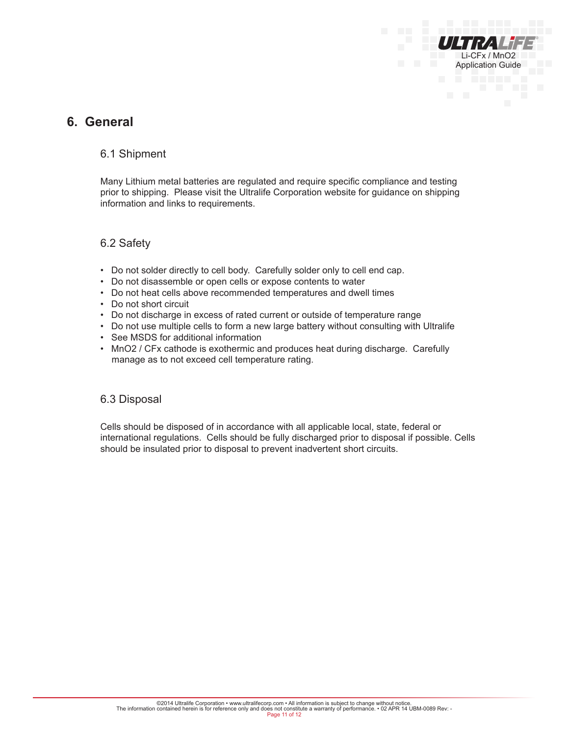# 6. General

## 6.1 Shipment

Many Lithium metal batteries are regulated and require specific compliance and testing prior to shipping. Please visit the Ultralife Corporation website for guidance on shipping information and links to requirements.

## 6.2 Safety

- Do not solder directly to cell body. Carefully solder only to cell end cap.
- Do not disassemble or open cells or expose contents to water
- Do not heat cells above recommended temperatures and dwell times
- Do not short circuit
- Do not discharge in excess of rated current or outside of temperature range
- Do not use multiple cells to form a new large battery without consulting with Ultralife
- See MSDS for additional information
- $MnO_2$ / CFx cathode is exothermic and produces heat during discharge. Carefully manage as to not exceed cell temperature rating.

## 6.3 Disposal

Cells should be disposed of in accordance with all applicable local, state, federal or international regulations. Cells should be fully discharged prior to disposal if possible. Cells should be insulated prior to disposal to prevent inadvertent short circuits.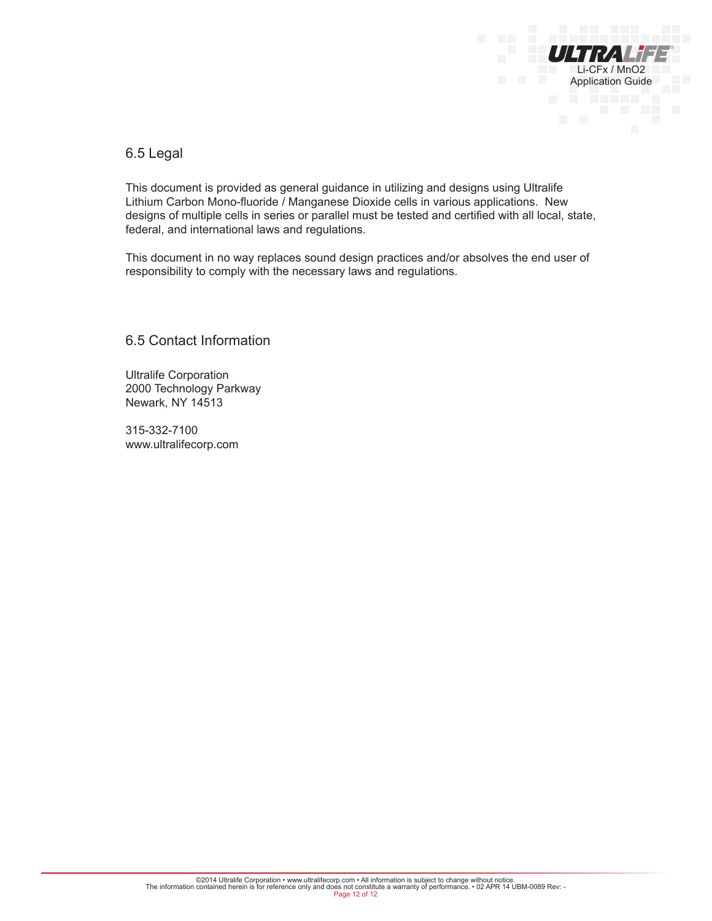## 6.5 Legal

This document is provided as general guidance in utilizing and designs using Ultralife Lithium Carbon Mono-fluoride / Manganese Dioxide cells in various applications. New designs of multiple cells in series or parallel must be tested and certified with all local, state, federal, and international laws and regulations.

This document in no way replaces sound design practices and/or absolves the end user of responsibility to comply with the necessary laws and regulations.

## 6.5 Contact Information

Ultralife Corporation
2000 Technology Parkway
Newark, NY 14513

315-332-7100
www.ultralifecorp.com